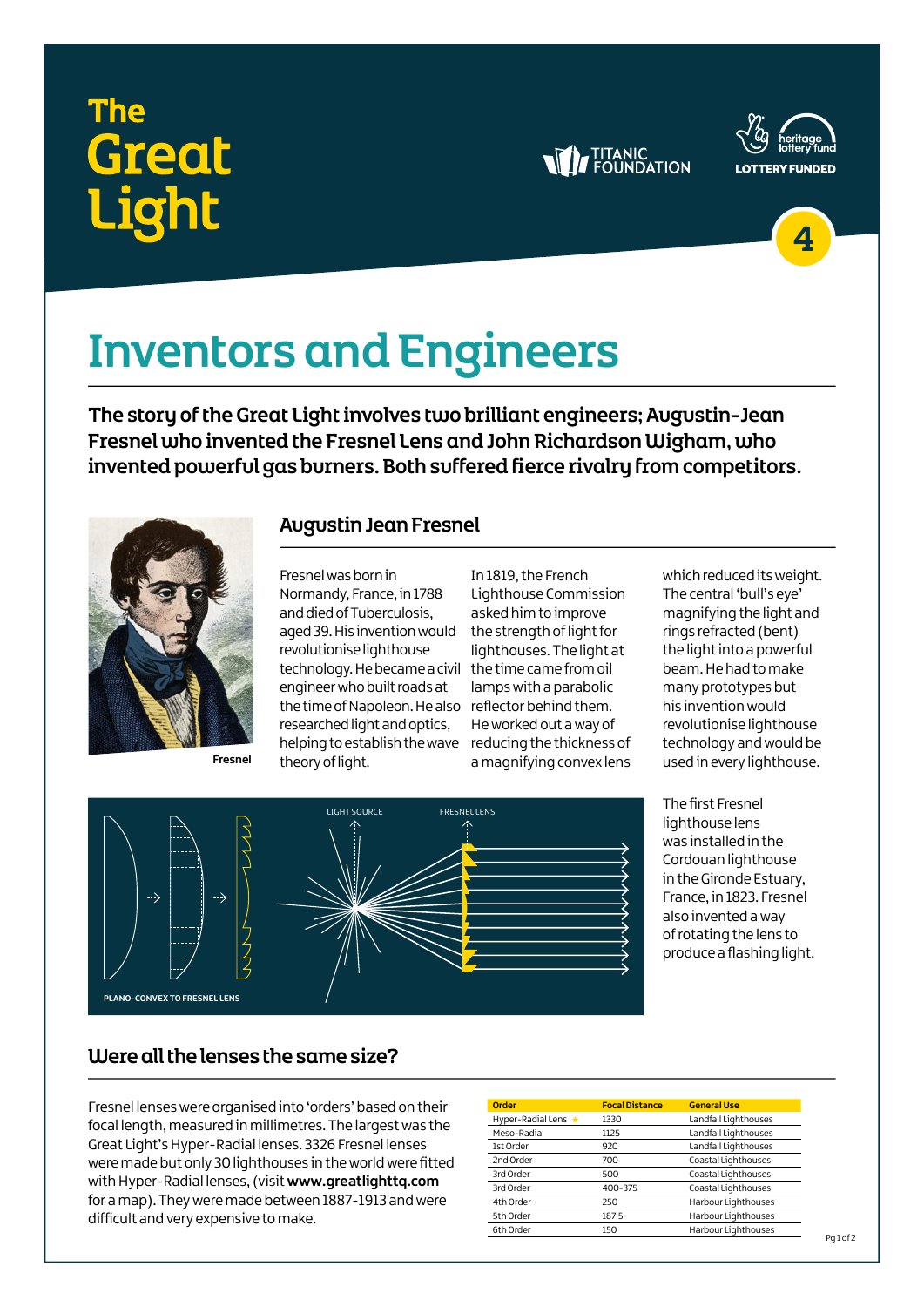# The Great Light

TITANIC FOUNDATION

heritage lottery fund LOTTERY FUNDED

4

# Inventors and Engineers

**The story of the Great Light involves two brilliant engineers; Augustin-Jean Fresnel who invented the Fresnel Lens and John Richardson Wigham, who invented powerful gas burners. Both suffered fierce rivalry from competitors.**

## Augustin Jean Fresnel

Fresnel

Fresnel was born in Normandy, France, in 1788 and died of Tuberculosis, aged 39. His invention would revolutionise lighthouse technology. He became a civil engineer who built roads at the time of Napoleon. He also researched light and optics, helping to establish the wave theory of light.

In 1819, the French Lighthouse Commission asked him to improve the strength of light for lighthouses. The light at the time came from oil lamps with a parabolic reflector behind them. He worked out a way of reducing the thickness of a magnifying convex lens which reduced its weight. The central 'bull's eye' magnifying the light and rings refracted (bent) the light into a powerful beam. He had to make many prototypes but his invention would revolutionise lighthouse technology and would be used in every lighthouse.

LIGHT SOURCE

FRESNEL LENS

PLANO-CONVEX TO FRESNEL LENS

The first Fresnel lighthouse lens was installed in the Cordouan lighthouse in the Gironde Estuary, France, in 1823. Fresnel also invented a way of rotating the lens to produce a flashing light.

## Were all the lenses the same size?

Fresnel lenses were organised into 'orders' based on their focal length, measured in millimetres. The largest was the Great Light's Hyper-Radial lenses. 3326 Fresnel lenses were made but only 30 lighthouses in the world were fitted with Hyper-Radial lenses, (visit **www.greatlighttq.com** for a map). They were made between 1887-1913 and were difficult and very expensive to make.

| Order | Focal Distance | General Use |
|---|---|---|
| Hyper-Radial Lens ★ | 1330 | Landfall Lighthouses |
| Meso-Radial | 1125 | Landfall Lighthouses |
| 1st Order | 920 | Landfall Lighthouses |
| 2nd Order | 700 | Coastal Lighthouses |
| 3rd Order | 500 | Coastal Lighthouses |
| 3rd Order | 400-375 | Coastal Lighthouses |
| 4th Order | 250 | Harbour Lighthouses |
| 5th Order | 187.5 | Harbour Lighthouses |
| 6th Order | 150 | Harbour Lighthouses |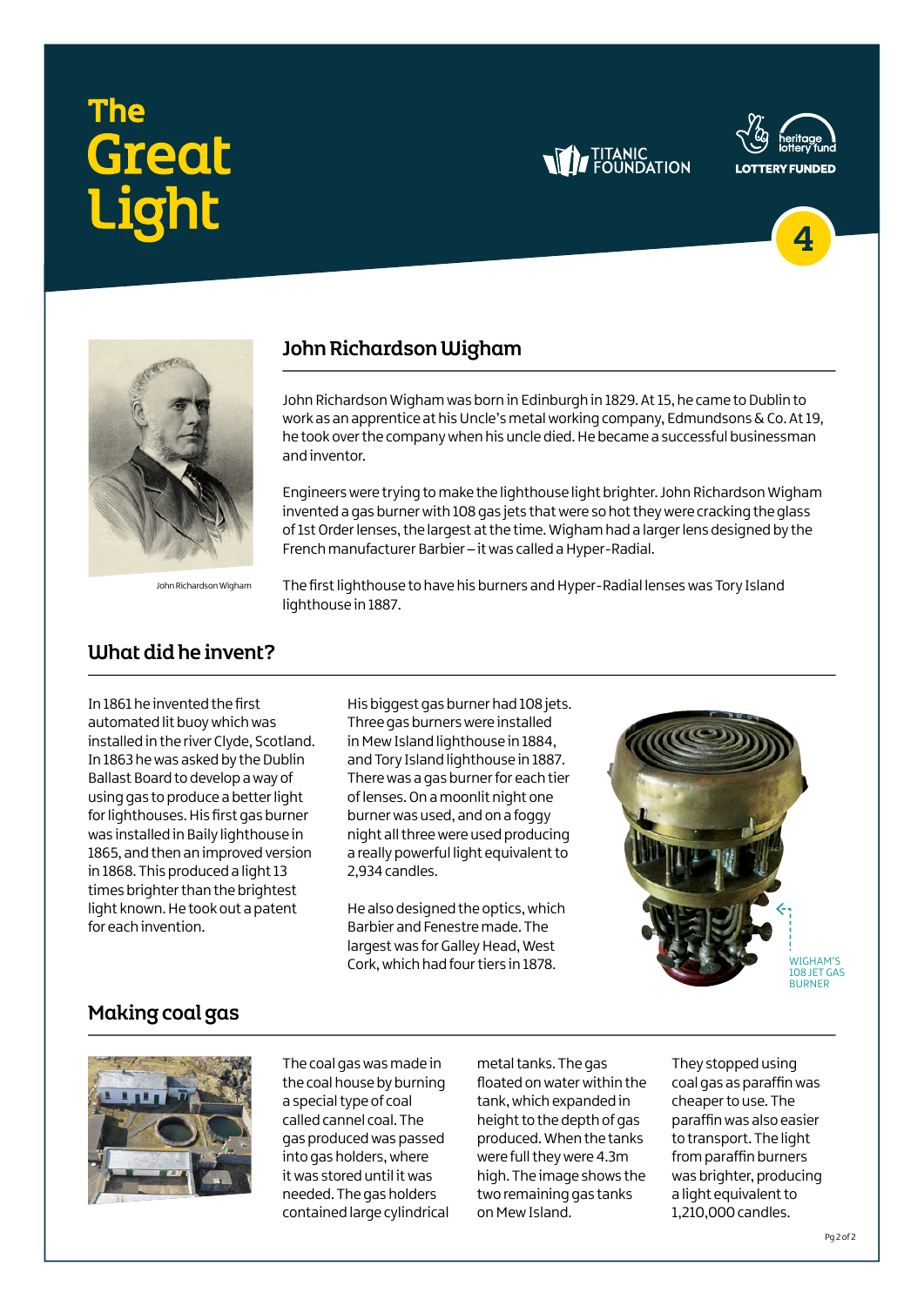# The Great Light

4

## John Richardson Wigham

John Richardson Wigham

John Richardson Wigham was born in Edinburgh in 1829. At 15, he came to Dublin to work as an apprentice at his Uncle's metal working company, Edmundsons & Co. At 19, he took over the company when his uncle died. He became a successful businessman and inventor.

Engineers were trying to make the lighthouse light brighter. John Richardson Wigham invented a gas burner with 108 gas jets that were so hot they were cracking the glass of 1st Order lenses, the largest at the time. Wigham had a larger lens designed by the French manufacturer Barbier – it was called a Hyper-Radial.

The first lighthouse to have his burners and Hyper-Radial lenses was Tory Island lighthouse in 1887.

## What did he invent?

In 1861 he invented the first automated lit buoy which was installed in the river Clyde, Scotland. In 1863 he was asked by the Dublin Ballast Board to develop a way of using gas to produce a better light for lighthouses. His first gas burner was installed in Baily lighthouse in 1865, and then an improved version in 1868. This produced a light 13 times brighter than the brightest light known. He took out a patent for each invention.

His biggest gas burner had 108 jets. Three gas burners were installed in Mew Island lighthouse in 1884, and Tory Island lighthouse in 1887. There was a gas burner for each tier of lenses. On a moonlit night one burner was used, and on a foggy night all three were used producing a really powerful light equivalent to 2,934 candles.

He also designed the optics, which Barbier and Fenestre made. The largest was for Galley Head, West Cork, which had four tiers in 1878.

WIGHAM'S 108 JET GAS BURNER

## Making coal gas

The coal gas was made in the coal house by burning a special type of coal called cannel coal. The gas produced was passed into gas holders, where it was stored until it was needed. The gas holders contained large cylindrical metal tanks. The gas floated on water within the tank, which expanded in height to the depth of gas produced. When the tanks were full they were 4.3m high. The image shows the two remaining gas tanks on Mew Island.

They stopped using coal gas as paraffin was cheaper to use. The paraffin was also easier to transport. The light from paraffin burners was brighter, producing a light equivalent to 1,210,000 candles.